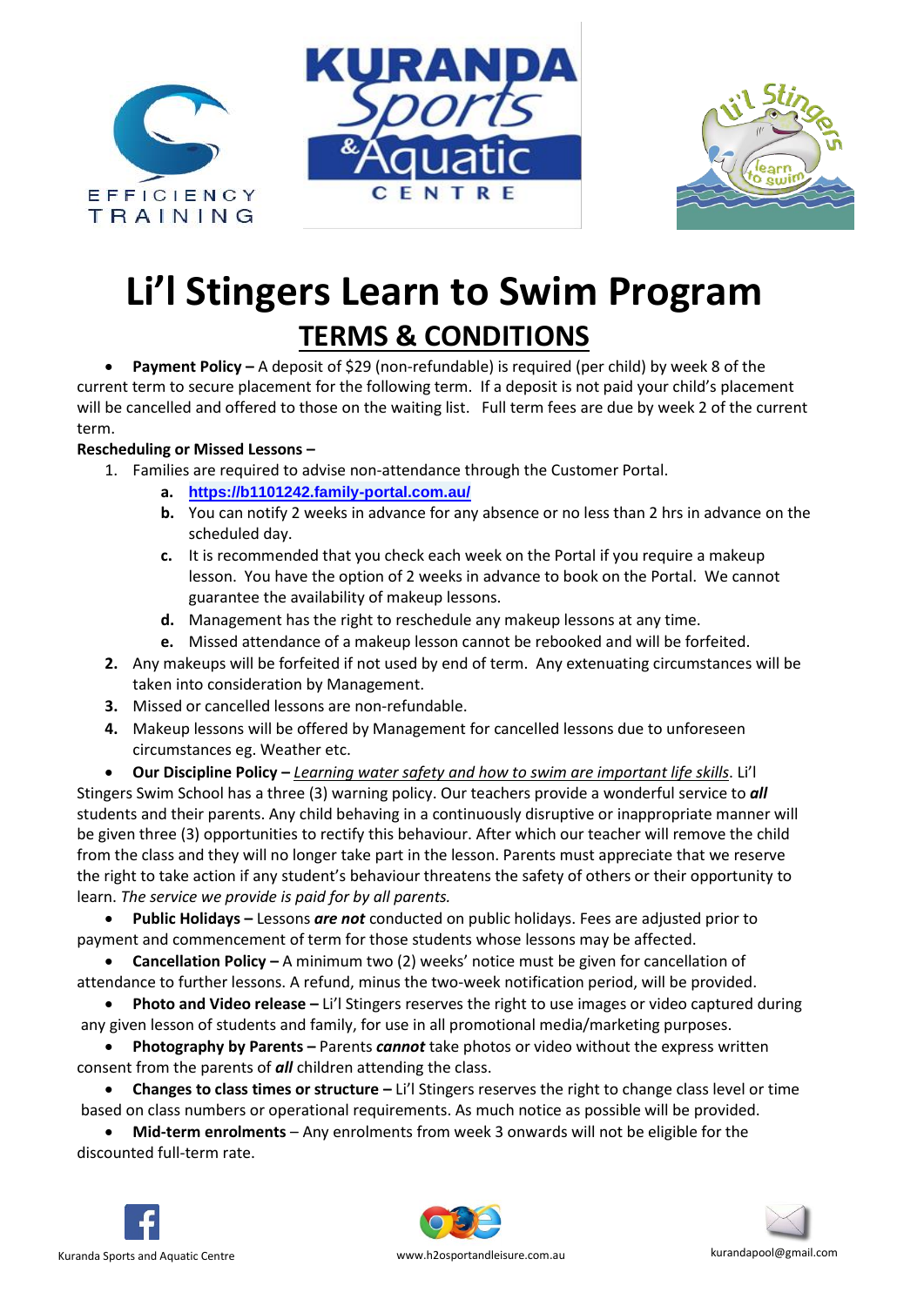# Li'l Stingers Learn to Swim Program

## TERMS & CONDITIONS

- **Payment Policy –** A deposit of $29 (non-refundable) is required (per child) by week 8 of the current term to secure placement for the following term. If a deposit is not paid your child's placement will be cancelled and offered to those on the waiting list. Full term fees are due by week 2 of the current term.

**Rescheduling or Missed Lessons –**

1. Families are required to advise non-attendance through the Customer Portal.
   a. **https://b1101242.family-portal.com.au/**
   b. You can notify 2 weeks in advance for any absence or no less than 2 hrs in advance on the scheduled day.
   c. It is recommended that you check each week on the Portal if you require a makeup lesson. You have the option of 2 weeks in advance to book on the Portal. We cannot guarantee the availability of makeup lessons.
   d. Management has the right to reschedule any makeup lessons at any time.
   e. Missed attendance of a makeup lesson cannot be rebooked and will be forfeited.
2. Any makeups will be forfeited if not used by end of term. Any extenuating circumstances will be taken into consideration by Management.
3. Missed or cancelled lessons are non-refundable.
4. Makeup lessons will be offered by Management for cancelled lessons due to unforeseen circumstances eg. Weather etc.

- **Our Discipline Policy –** _Learning water safety and how to swim are important life skills_. Li'l Stingers Swim School has a three (3) warning policy. Our teachers provide a wonderful service to ***all*** students and their parents. Any child behaving in a continuously disruptive or inappropriate manner will be given three (3) opportunities to rectify this behaviour. After which our teacher will remove the child from the class and they will no longer take part in the lesson. Parents must appreciate that we reserve the right to take action if any student's behaviour threatens the safety of others or their opportunity to learn. *The service we provide is paid for by all parents.*
- **Public Holidays –** Lessons ***are not*** conducted on public holidays. Fees are adjusted prior to payment and commencement of term for those students whose lessons may be affected.
- **Cancellation Policy –** A minimum two (2) weeks' notice must be given for cancellation of attendance to further lessons. A refund, minus the two-week notification period, will be provided.
- **Photo and Video release –** Li'l Stingers reserves the right to use images or video captured during any given lesson of students and family, for use in all promotional media/marketing purposes.
- **Photography by Parents –** Parents ***cannot*** take photos or video without the express written consent from the parents of ***all*** children attending the class.
- **Changes to class times or structure –** Li'l Stingers reserves the right to change class level or time based on class numbers or operational requirements. As much notice as possible will be provided.
- **Mid-term enrolments** – Any enrolments from week 3 onwards will not be eligible for the discounted full-term rate.

Kuranda Sports and Aquatic Centre | www.h2osportandleisure.com.au | kurandapool@gmail.com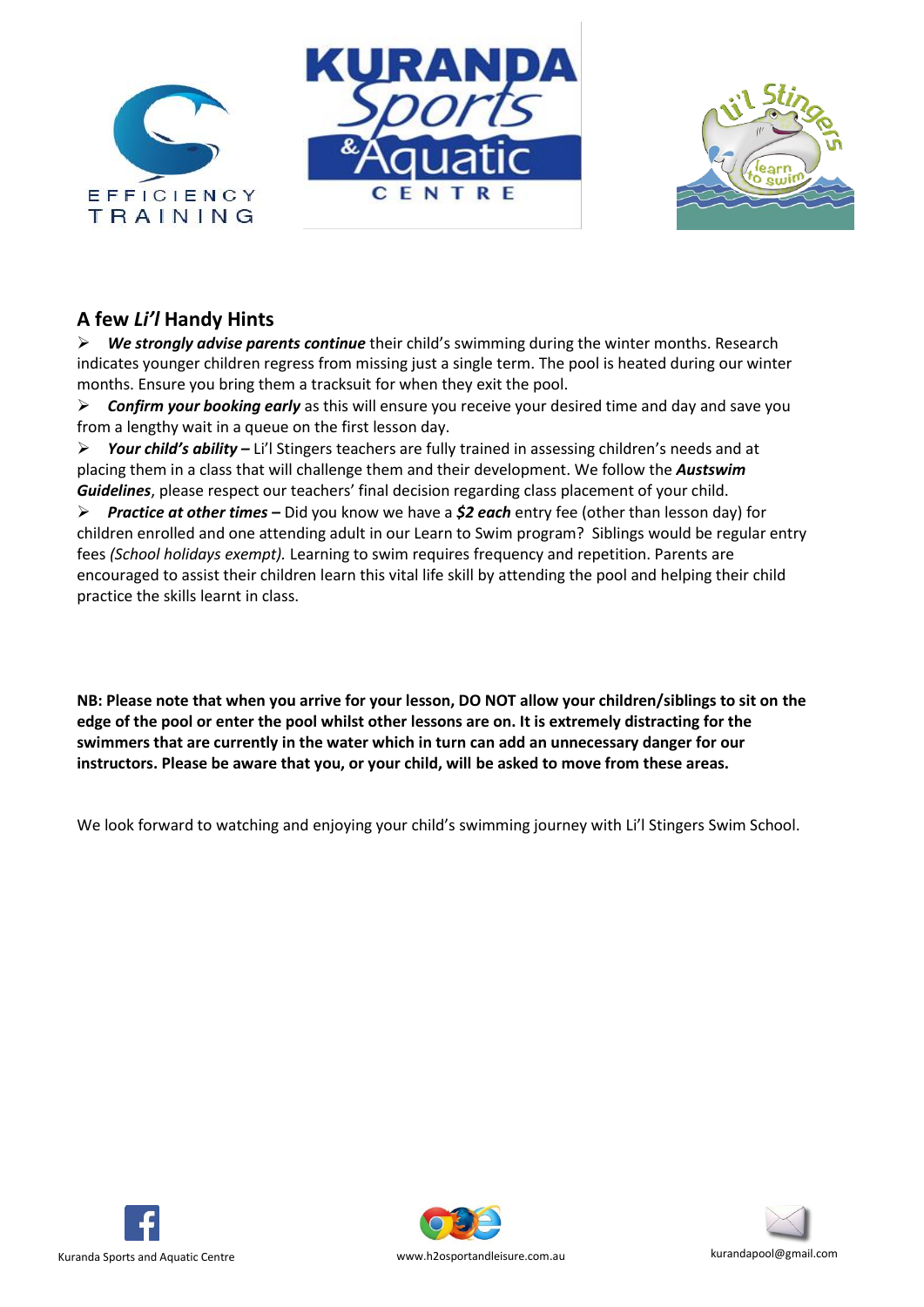## A few *Li'l* Handy Hints

- ***We strongly advise parents continue*** their child's swimming during the winter months. Research indicates younger children regress from missing just a single term. The pool is heated during our winter months. Ensure you bring them a tracksuit for when they exit the pool.
- ***Confirm your booking early*** as this will ensure you receive your desired time and day and save you from a lengthy wait in a queue on the first lesson day.
- ***Your child's ability –*** Li'l Stingers teachers are fully trained in assessing children's needs and at placing them in a class that will challenge them and their development. We follow the ***Austswim Guidelines***, please respect our teachers' final decision regarding class placement of your child.
- ***Practice at other times –*** Did you know we have a ***$2 each*** entry fee (other than lesson day) for children enrolled and one attending adult in our Learn to Swim program? Siblings would be regular entry fees *(School holidays exempt).* Learning to swim requires frequency and repetition. Parents are encouraged to assist their children learn this vital life skill by attending the pool and helping their child practice the skills learnt in class.

**NB: Please note that when you arrive for your lesson, DO NOT allow your children/siblings to sit on the edge of the pool or enter the pool whilst other lessons are on. It is extremely distracting for the swimmers that are currently in the water which in turn can add an unnecessary danger for our instructors. Please be aware that you, or your child, will be asked to move from these areas.**

We look forward to watching and enjoying your child's swimming journey with Li'l Stingers Swim School.

Kuranda Sports and Aquatic Centre

www.h2osportandleisure.com.au

kurandapool@gmail.com